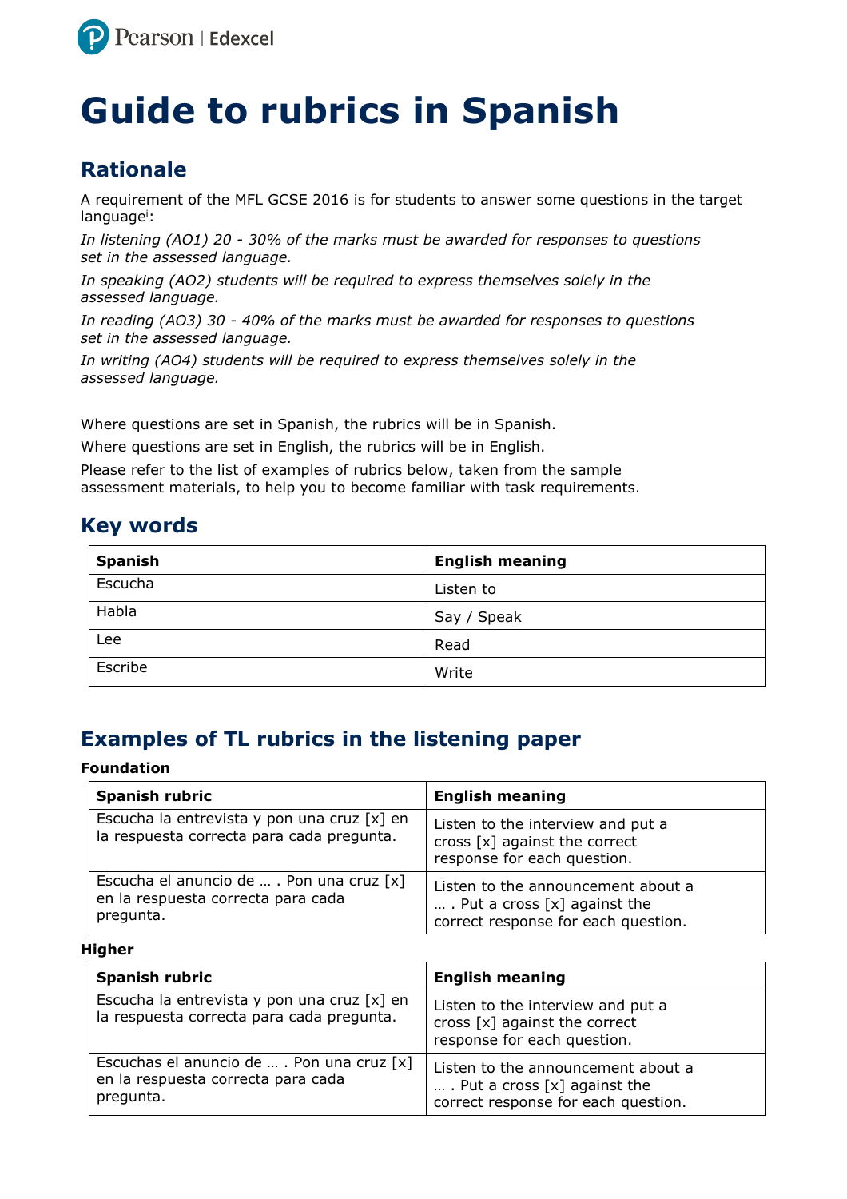# Guide to rubrics in Spanish

## Rationale

A requirement of the MFL GCSE 2016 is for students to answer some questions in the target language[i]:

*In listening (AO1) 20 - 30% of the marks must be awarded for responses to questions set in the assessed language.*

*In speaking (AO2) students will be required to express themselves solely in the assessed language.*

*In reading (AO3) 30 - 40% of the marks must be awarded for responses to questions set in the assessed language.*

*In writing (AO4) students will be required to express themselves solely in the assessed language.*

Where questions are set in Spanish, the rubrics will be in Spanish.

Where questions are set in English, the rubrics will be in English.

Please refer to the list of examples of rubrics below, taken from the sample assessment materials, to help you to become familiar with task requirements.

## Key words

| Spanish | English meaning |
| --- | --- |
| Escucha | Listen to |
| Habla | Say / Speak |
| Lee | Read |
| Escribe | Write |

## Examples of TL rubrics in the listening paper

**Foundation**

| Spanish rubric | English meaning |
| --- | --- |
| Escucha la entrevista y pon una cruz [x] en la respuesta correcta para cada pregunta. | Listen to the interview and put a cross [x] against the correct response for each question. |
| Escucha el anuncio de … . Pon una cruz [x] en la respuesta correcta para cada pregunta. | Listen to the announcement about a … . Put a cross [x] against the correct response for each question. |

**Higher**

| Spanish rubric | English meaning |
| --- | --- |
| Escucha la entrevista y pon una cruz [x] en la respuesta correcta para cada pregunta. | Listen to the interview and put a cross [x] against the correct response for each question. |
| Escuchas el anuncio de … . Pon una cruz [x] en la respuesta correcta para cada pregunta. | Listen to the announcement about a … . Put a cross [x] against the correct response for each question. |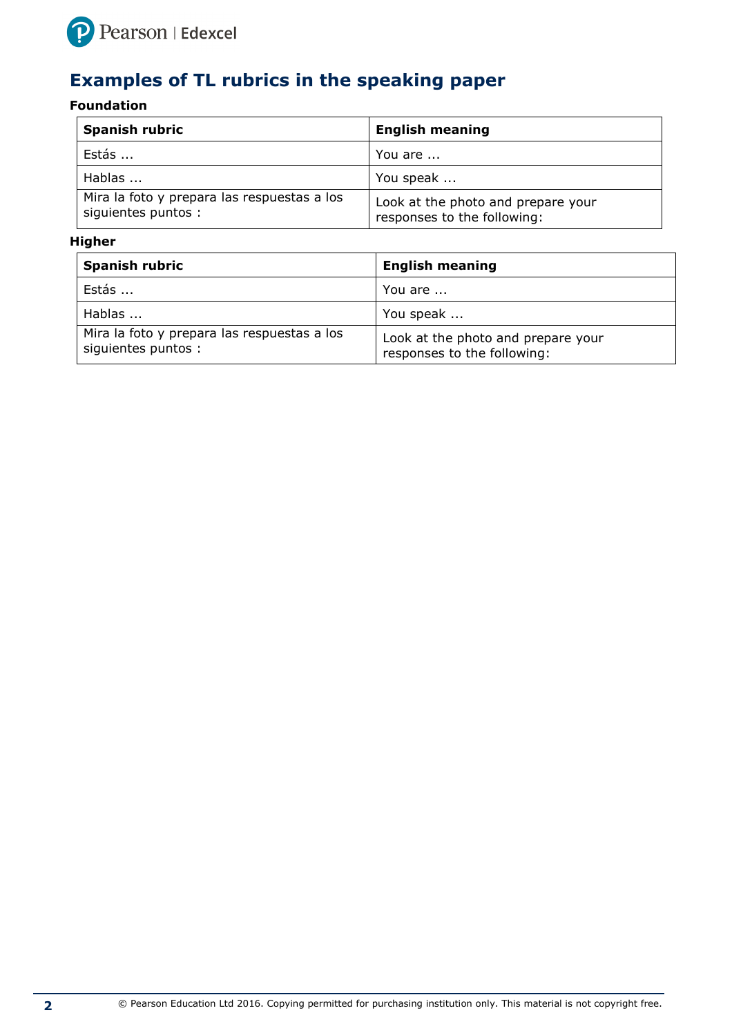## Examples of TL rubrics in the speaking paper

**Foundation**

| Spanish rubric | English meaning |
|---|---|
| Estás ... | You are ... |
| Hablas ... | You speak ... |
| Mira la foto y prepara las respuestas a los siguientes puntos : | Look at the photo and prepare your responses to the following: |

**Higher**

| Spanish rubric | English meaning |
|---|---|
| Estás ... | You are ... |
| Hablas ... | You speak ... |
| Mira la foto y prepara las respuestas a los siguientes puntos : | Look at the photo and prepare your responses to the following: |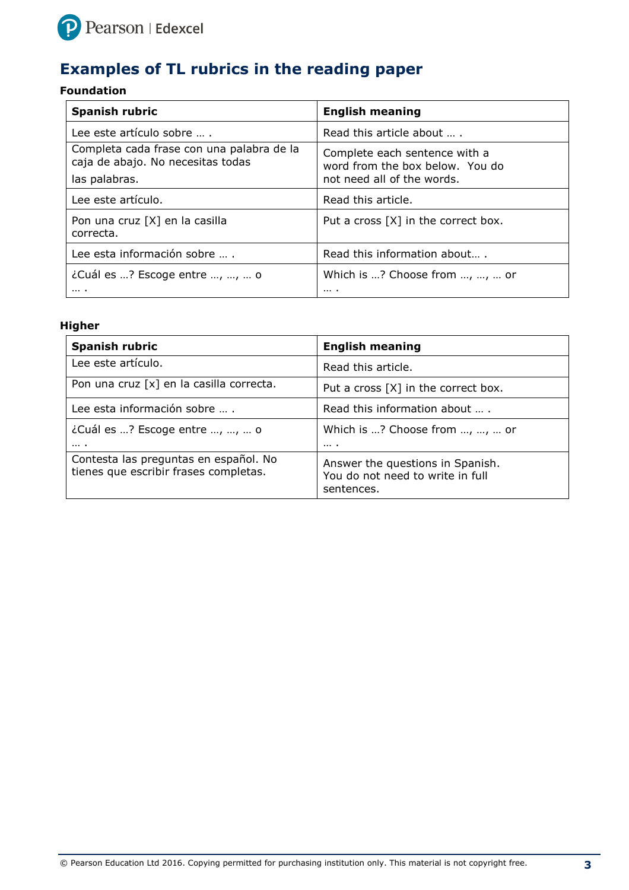# Examples of TL rubrics in the reading paper

**Foundation**

| Spanish rubric | English meaning |
|---|---|
| Lee este artículo sobre … . | Read this article about … . |
| Completa cada frase con una palabra de la caja de abajo. No necesitas todas las palabras. | Complete each sentence with a word from the box below. You do not need all of the words. |
| Lee este artículo. | Read this article. |
| Pon una cruz [X] en la casilla correcta. | Put a cross [X] in the correct box. |
| Lee esta información sobre … . | Read this information about… . |
| ¿Cuál es …? Escoge entre …, …, … o … . | Which is …? Choose from …, …, … or … . |

**Higher**

| Spanish rubric | English meaning |
|---|---|
| Lee este artículo. | Read this article. |
| Pon una cruz [x] en la casilla correcta. | Put a cross [X] in the correct box. |
| Lee esta información sobre … . | Read this information about … . |
| ¿Cuál es …? Escoge entre …, …, … o … . | Which is …? Choose from …, …, … or … . |
| Contesta las preguntas en español. No tienes que escribir frases completas. | Answer the questions in Spanish. You do not need to write in full sentences. |

© Pearson Education Ltd 2016. Copying permitted for purchasing institution only. This material is not copyright free.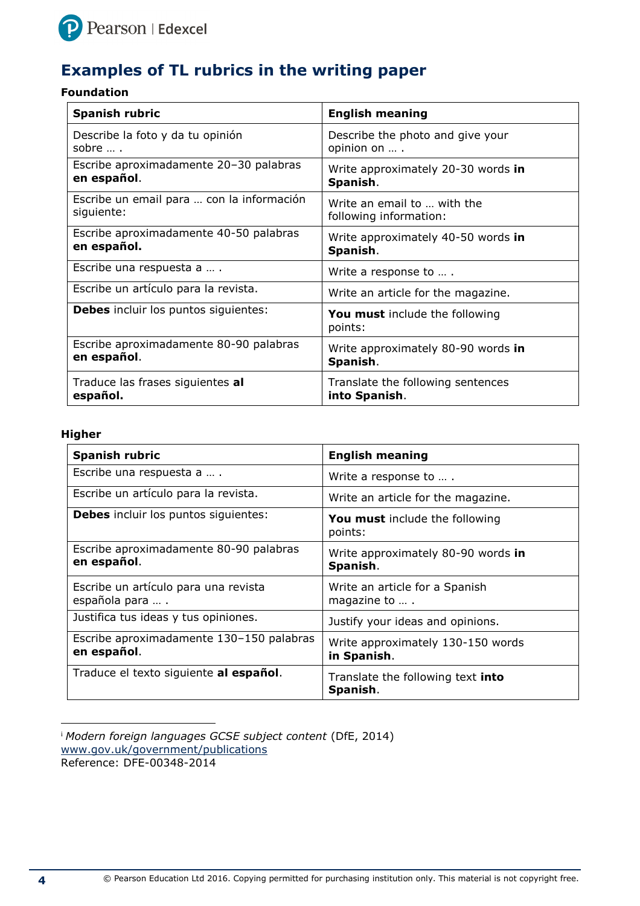## Examples of TL rubrics in the writing paper

**Foundation**

| Spanish rubric | English meaning |
|---|---|
| Describe la foto y da tu opinión sobre … . | Describe the photo and give your opinion on … . |
| Escribe aproximadamente 20–30 palabras **en español**. | Write approximately 20-30 words **in Spanish**. |
| Escribe un email para … con la información siguiente: | Write an email to … with the following information: |
| Escribe aproximadamente 40-50 palabras **en español.** | Write approximately 40-50 words **in Spanish**. |
| Escribe una respuesta a … . | Write a response to … . |
| Escribe un artículo para la revista. | Write an article for the magazine. |
| **Debes** incluir los puntos siguientes: | **You must** include the following points: |
| Escribe aproximadamente 80-90 palabras **en español**. | Write approximately 80-90 words **in Spanish**. |
| Traduce las frases siguientes **al español.** | Translate the following sentences **into Spanish**. |

**Higher**

| Spanish rubric | English meaning |
|---|---|
| Escribe una respuesta a … . | Write a response to … . |
| Escribe un artículo para la revista. | Write an article for the magazine. |
| **Debes** incluir los puntos siguientes: | **You must** include the following points: |
| Escribe aproximadamente 80-90 palabras **en español**. | Write approximately 80-90 words **in Spanish**. |
| Escribe un artículo para una revista española para … . | Write an article for a Spanish magazine to … . |
| Justifica tus ideas y tus opiniones. | Justify your ideas and opinions. |
| Escribe aproximadamente 130–150 palabras **en español**. | Write approximately 130-150 words **in Spanish**. |
| Traduce el texto siguiente **al español**. | Translate the following text **into Spanish**. |

---

[i] *Modern foreign languages GCSE subject content* (DfE, 2014)
www.gov.uk/government/publications
Reference: DFE-00348-2014

© Pearson Education Ltd 2016. Copying permitted for purchasing institution only. This material is not copyright free.